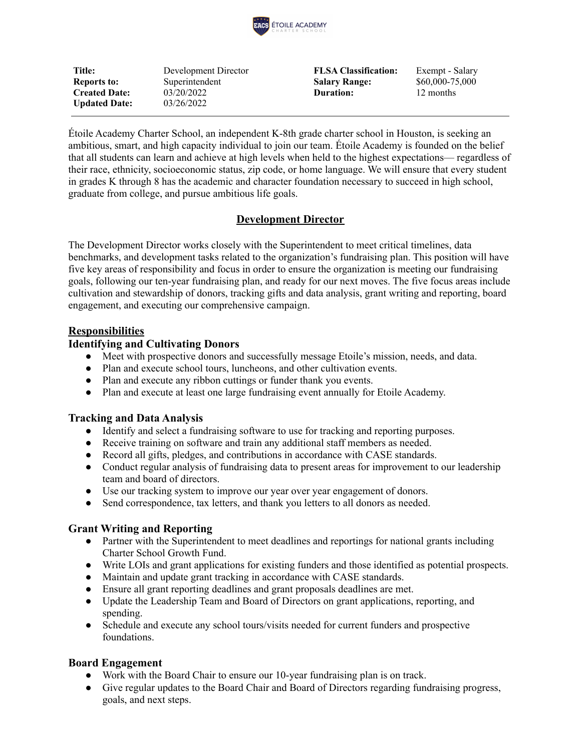| | | | |
|---|---|---|---|
| **Title:** | Development Director | **FLSA Classification:** | Exempt - Salary |
| **Reports to:** | Superintendent | **Salary Range:** | $60,000-75,000 |
| **Created Date:** | 03/20/2022 | **Duration:** | 12 months |
| **Updated Date:** | 03/26/2022 | | |

Étoile Academy Charter School, an independent K-8th grade charter school in Houston, is seeking an ambitious, smart, and high capacity individual to join our team. Étoile Academy is founded on the belief that all students can learn and achieve at high levels when held to the highest expectations— regardless of their race, ethnicity, socioeconomic status, zip code, or home language. We will ensure that every student in grades K through 8 has the academic and character foundation necessary to succeed in high school, graduate from college, and pursue ambitious life goals.

## Development Director

The Development Director works closely with the Superintendent to meet critical timelines, data benchmarks, and development tasks related to the organization's fundraising plan. This position will have five key areas of responsibility and focus in order to ensure the organization is meeting our fundraising goals, following our ten-year fundraising plan, and ready for our next moves. The five focus areas include cultivation and stewardship of donors, tracking gifts and data analysis, grant writing and reporting, board engagement, and executing our comprehensive campaign.

### Responsibilities

### Identifying and Cultivating Donors

- Meet with prospective donors and successfully message Etoile's mission, needs, and data.
- Plan and execute school tours, luncheons, and other cultivation events.
- Plan and execute any ribbon cuttings or funder thank you events.
- Plan and execute at least one large fundraising event annually for Etoile Academy.

### Tracking and Data Analysis

- Identify and select a fundraising software to use for tracking and reporting purposes.
- Receive training on software and train any additional staff members as needed.
- Record all gifts, pledges, and contributions in accordance with CASE standards.
- Conduct regular analysis of fundraising data to present areas for improvement to our leadership team and board of directors.
- Use our tracking system to improve our year over year engagement of donors.
- Send correspondence, tax letters, and thank you letters to all donors as needed.

### Grant Writing and Reporting

- Partner with the Superintendent to meet deadlines and reportings for national grants including Charter School Growth Fund.
- Write LOIs and grant applications for existing funders and those identified as potential prospects.
- Maintain and update grant tracking in accordance with CASE standards.
- Ensure all grant reporting deadlines and grant proposals deadlines are met.
- Update the Leadership Team and Board of Directors on grant applications, reporting, and spending.
- Schedule and execute any school tours/visits needed for current funders and prospective foundations.

### Board Engagement

- Work with the Board Chair to ensure our 10-year fundraising plan is on track.
- Give regular updates to the Board Chair and Board of Directors regarding fundraising progress, goals, and next steps.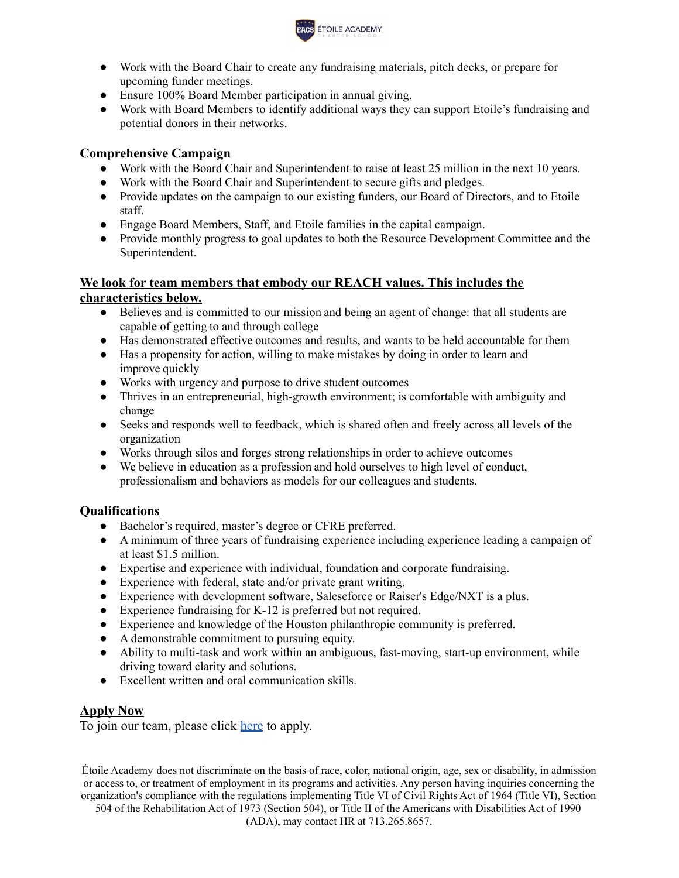- Work with the Board Chair to create any fundraising materials, pitch decks, or prepare for upcoming funder meetings.
- Ensure 100% Board Member participation in annual giving.
- Work with Board Members to identify additional ways they can support Etoile's fundraising and potential donors in their networks.

**Comprehensive Campaign**

- Work with the Board Chair and Superintendent to raise at least 25 million in the next 10 years.
- Work with the Board Chair and Superintendent to secure gifts and pledges.
- Provide updates on the campaign to our existing funders, our Board of Directors, and to Etoile staff.
- Engage Board Members, Staff, and Etoile families in the capital campaign.
- Provide monthly progress to goal updates to both the Resource Development Committee and the Superintendent.

**We look for team members that embody our REACH values. This includes the characteristics below.**

- Believes and is committed to our mission and being an agent of change: that all students are capable of getting to and through college
- Has demonstrated effective outcomes and results, and wants to be held accountable for them
- Has a propensity for action, willing to make mistakes by doing in order to learn and improve quickly
- Works with urgency and purpose to drive student outcomes
- Thrives in an entrepreneurial, high-growth environment; is comfortable with ambiguity and change
- Seeks and responds well to feedback, which is shared often and freely across all levels of the organization
- Works through silos and forges strong relationships in order to achieve outcomes
- We believe in education as a profession and hold ourselves to high level of conduct, professionalism and behaviors as models for our colleagues and students.

**Qualifications**

- Bachelor's required, master's degree or CFRE preferred.
- A minimum of three years of fundraising experience including experience leading a campaign of at least $1.5 million.
- Expertise and experience with individual, foundation and corporate fundraising.
- Experience with federal, state and/or private grant writing.
- Experience with development software, Saleseforce or Raiser's Edge/NXT is a plus.
- Experience fundraising for K-12 is preferred but not required.
- Experience and knowledge of the Houston philanthropic community is preferred.
- A demonstrable commitment to pursuing equity.
- Ability to multi-task and work within an ambiguous, fast-moving, start-up environment, while driving toward clarity and solutions.
- Excellent written and oral communication skills.

**Apply Now**

To join our team, please click here to apply.

Étoile Academy does not discriminate on the basis of race, color, national origin, age, sex or disability, in admission or access to, or treatment of employment in its programs and activities. Any person having inquiries concerning the organization's compliance with the regulations implementing Title VI of Civil Rights Act of 1964 (Title VI), Section 504 of the Rehabilitation Act of 1973 (Section 504), or Title II of the Americans with Disabilities Act of 1990 (ADA), may contact HR at 713.265.8657.